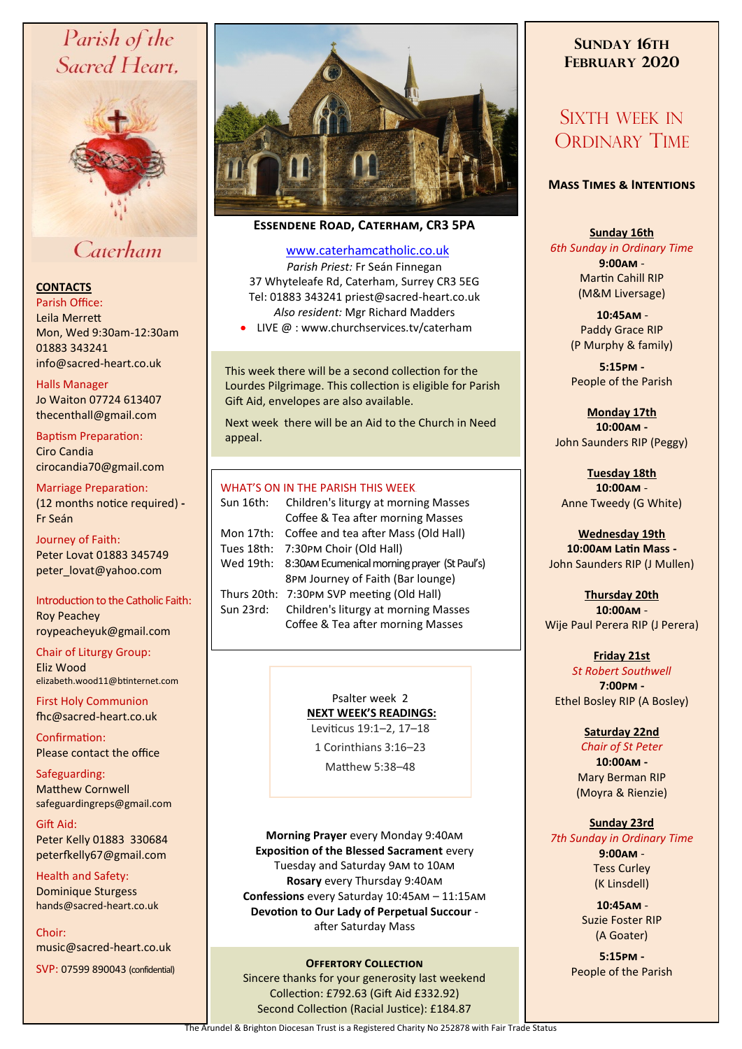# Parish of the Sacred Heart, Caterham

**CONTACTS**

Parish Office:
Leila Merrett
Mon, Wed 9:30am-12:30am
01883 343241
info@sacred-heart.co.uk

Halls Manager
Jo Waiton 07724 613407
thecenthall@gmail.com

Baptism Preparation:
Ciro Candia
cirocandia70@gmail.com

Marriage Preparation:
(12 months notice required) - Fr Seán

Journey of Faith:
Peter Lovat 01883 345749
peter_lovat@yahoo.com

Introduction to the Catholic Faith:
Roy Peachey
roypeacheyuk@gmail.com

Chair of Liturgy Group:
Eliz Wood
elizabeth.wood11@btinternet.com

First Holy Communion
fhc@sacred-heart.co.uk

Confirmation:
Please contact the office

Safeguarding:
Matthew Cornwell
safeguardingreps@gmail.com

Gift Aid:
Peter Kelly 01883 330684
peterfkelly67@gmail.com

Health and Safety:
Dominique Sturgess
hands@sacred-heart.co.uk

Choir:
music@sacred-heart.co.uk

SVP: 07599 890043 (confidential)

**ESSENDENE ROAD, CATERHAM, CR3 5PA**

www.caterhamcatholic.co.uk
*Parish Priest:* Fr Seán Finnegan
37 Whyteleafe Rd, Caterham, Surrey CR3 5EG
Tel: 01883 343241 priest@sacred-heart.co.uk
*Also resident:* Mgr Richard Madders

- LIVE @ : www.churchservices.tv/caterham

This week there will be a second collection for the Lourdes Pilgrimage. This collection is eligible for Parish Gift Aid, envelopes are also available.

Next week there will be an Aid to the Church in Need appeal.

## WHAT'S ON IN THE PARISH THIS WEEK

| | |
|---|---|
| Sun 16th: | Children's liturgy at morning Masses<br>Coffee & Tea after morning Masses |
| Mon 17th: | Coffee and tea after Mass (Old Hall) |
| Tues 18th: | 7:30PM Choir (Old Hall) |
| Wed 19th: | 8:30AM Ecumenical morning prayer (St Paul's)<br>8PM Journey of Faith (Bar lounge) |
| Thurs 20th: | 7:30PM SVP meeting (Old Hall) |
| Sun 23rd: | Children's liturgy at morning Masses<br>Coffee & Tea after morning Masses |

Psalter week 2
**NEXT WEEK'S READINGS:**
Leviticus 19:1–2, 17–18
1 Corinthians 3:16–23
Matthew 5:38–48

**Morning Prayer** every Monday 9:40AM
**Exposition of the Blessed Sacrament** every Tuesday and Saturday 9AM to 10AM
**Rosary** every Thursday 9:40AM
**Confessions** every Saturday 10:45AM – 11:15AM
**Devotion to Our Lady of Perpetual Succour** - after Saturday Mass

**OFFERTORY COLLECTION**
Sincere thanks for your generosity last weekend
Collection: £792.63 (Gift Aid £332.92)
Second Collection (Racial Justice): £184.87

## SUNDAY 16TH FEBRUARY 2020

## SIXTH WEEK IN ORDINARY TIME

### MASS TIMES & INTENTIONS

**Sunday 16th**
*6th Sunday in Ordinary Time*
**9:00AM** -
Martin Cahill RIP
(M&M Liversage)

**10:45AM** -
Paddy Grace RIP
(P Murphy & family)

**5:15PM** -
People of the Parish

**Monday 17th**
**10:00AM** -
John Saunders RIP (Peggy)

**Tuesday 18th**
**10:00AM** -
Anne Tweedy (G White)

**Wednesday 19th**
**10:00AM Latin Mass** -
John Saunders RIP (J Mullen)

**Thursday 20th**
**10:00AM** -
Wije Paul Perera RIP (J Perera)

**Friday 21st**
*St Robert Southwell*
**7:00PM** -
Ethel Bosley RIP (A Bosley)

**Saturday 22nd**
*Chair of St Peter*
**10:00AM** -
Mary Berman RIP
(Moyra & Rienzie)

**Sunday 23rd**
*7th Sunday in Ordinary Time*
**9:00AM** -
Tess Curley
(K Linsdell)

**10:45AM** -
Suzie Foster RIP
(A Goater)

**5:15PM** -
People of the Parish

The Arundel & Brighton Diocesan Trust is a Registered Charity No 252878 with Fair Trade Status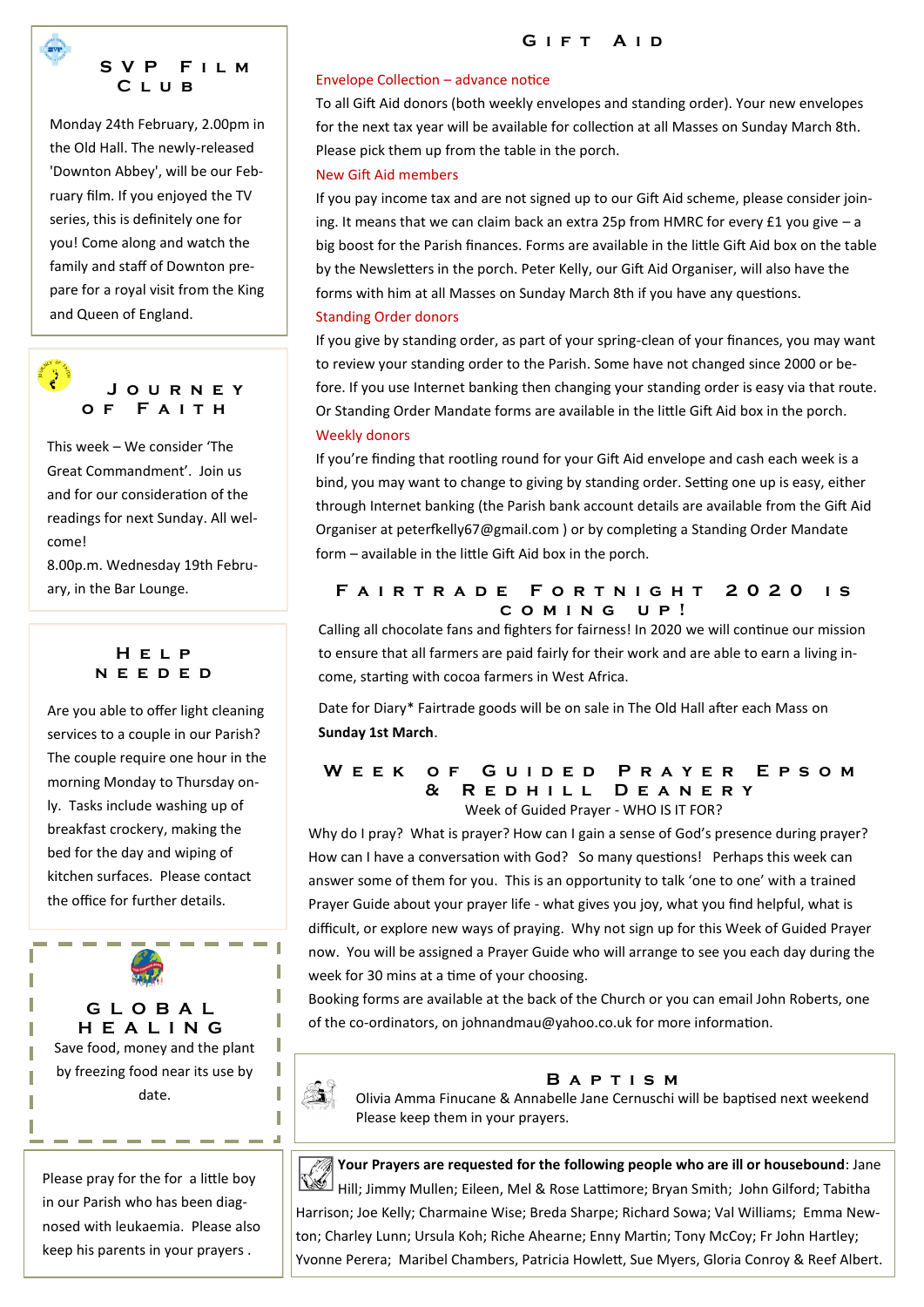## SVP Film Club

Monday 24th February, 2.00pm in the Old Hall. The newly-released 'Downton Abbey', will be our February film. If you enjoyed the TV series, this is definitely one for you! Come along and watch the family and staff of Downton prepare for a royal visit from the King and Queen of England.

## Journey of Faith

This week – We consider 'The Great Commandment'. Join us and for our consideration of the readings for next Sunday. All welcome!

8.00p.m. Wednesday 19th February, in the Bar Lounge.

## Help needed

Are you able to offer light cleaning services to a couple in our Parish? The couple require one hour in the morning Monday to Thursday only. Tasks include washing up of breakfast crockery, making the bed for the day and wiping of kitchen surfaces. Please contact the office for further details.

## Global Healing

Save food, money and the plant by freezing food near its use by date.

Please pray for the for a little boy in our Parish who has been diagnosed with leukaemia. Please also keep his parents in your prayers .

## Gift Aid

**Envelope Collection – advance notice**

To all Gift Aid donors (both weekly envelopes and standing order). Your new envelopes for the next tax year will be available for collection at all Masses on Sunday March 8th. Please pick them up from the table in the porch.

**New Gift Aid members**

If you pay income tax and are not signed up to our Gift Aid scheme, please consider joining. It means that we can claim back an extra 25p from HMRC for every £1 you give – a big boost for the Parish finances. Forms are available in the little Gift Aid box on the table by the Newsletters in the porch. Peter Kelly, our Gift Aid Organiser, will also have the forms with him at all Masses on Sunday March 8th if you have any questions.

**Standing Order donors**

If you give by standing order, as part of your spring-clean of your finances, you may want to review your standing order to the Parish. Some have not changed since 2000 or before. If you use Internet banking then changing your standing order is easy via that route. Or Standing Order Mandate forms are available in the little Gift Aid box in the porch.

**Weekly donors**

If you're finding that rootling round for your Gift Aid envelope and cash each week is a bind, you may want to change to giving by standing order. Setting one up is easy, either through Internet banking (the Parish bank account details are available from the Gift Aid Organiser at peterfkelly67@gmail.com ) or by completing a Standing Order Mandate form – available in the little Gift Aid box in the porch.

## Fairtrade Fortnight 2020 is coming up!

Calling all chocolate fans and fighters for fairness! In 2020 we will continue our mission to ensure that all farmers are paid fairly for their work and are able to earn a living income, starting with cocoa farmers in West Africa.

Date for Diary* Fairtrade goods will be on sale in The Old Hall after each Mass on **Sunday 1st March**.

## Week of Guided Prayer Epsom & Redhill Deanery

Week of Guided Prayer - WHO IS IT FOR?

Why do I pray? What is prayer? How can I gain a sense of God's presence during prayer? How can I have a conversation with God? So many questions! Perhaps this week can answer some of them for you. This is an opportunity to talk 'one to one' with a trained Prayer Guide about your prayer life - what gives you joy, what you find helpful, what is difficult, or explore new ways of praying. Why not sign up for this Week of Guided Prayer now. You will be assigned a Prayer Guide who will arrange to see you each day during the week for 30 mins at a time of your choosing.

Booking forms are available at the back of the Church or you can email John Roberts, one of the co-ordinators, on johnandmau@yahoo.co.uk for more information.

## Baptism

Olivia Amma Finucane & Annabelle Jane Cernuschi will be baptised next weekend

Please keep them in your prayers.

**Your Prayers are requested for the following people who are ill or housebound**: Jane Hill; Jimmy Mullen; Eileen, Mel & Rose Lattimore; Bryan Smith; John Gilford; Tabitha Harrison; Joe Kelly; Charmaine Wise; Breda Sharpe; Richard Sowa; Val Williams; Emma Newton; Charley Lunn; Ursula Koh; Riche Ahearne; Enny Martin; Tony McCoy; Fr John Hartley; Yvonne Perera; Maribel Chambers, Patricia Howlett, Sue Myers, Gloria Conroy & Reef Albert.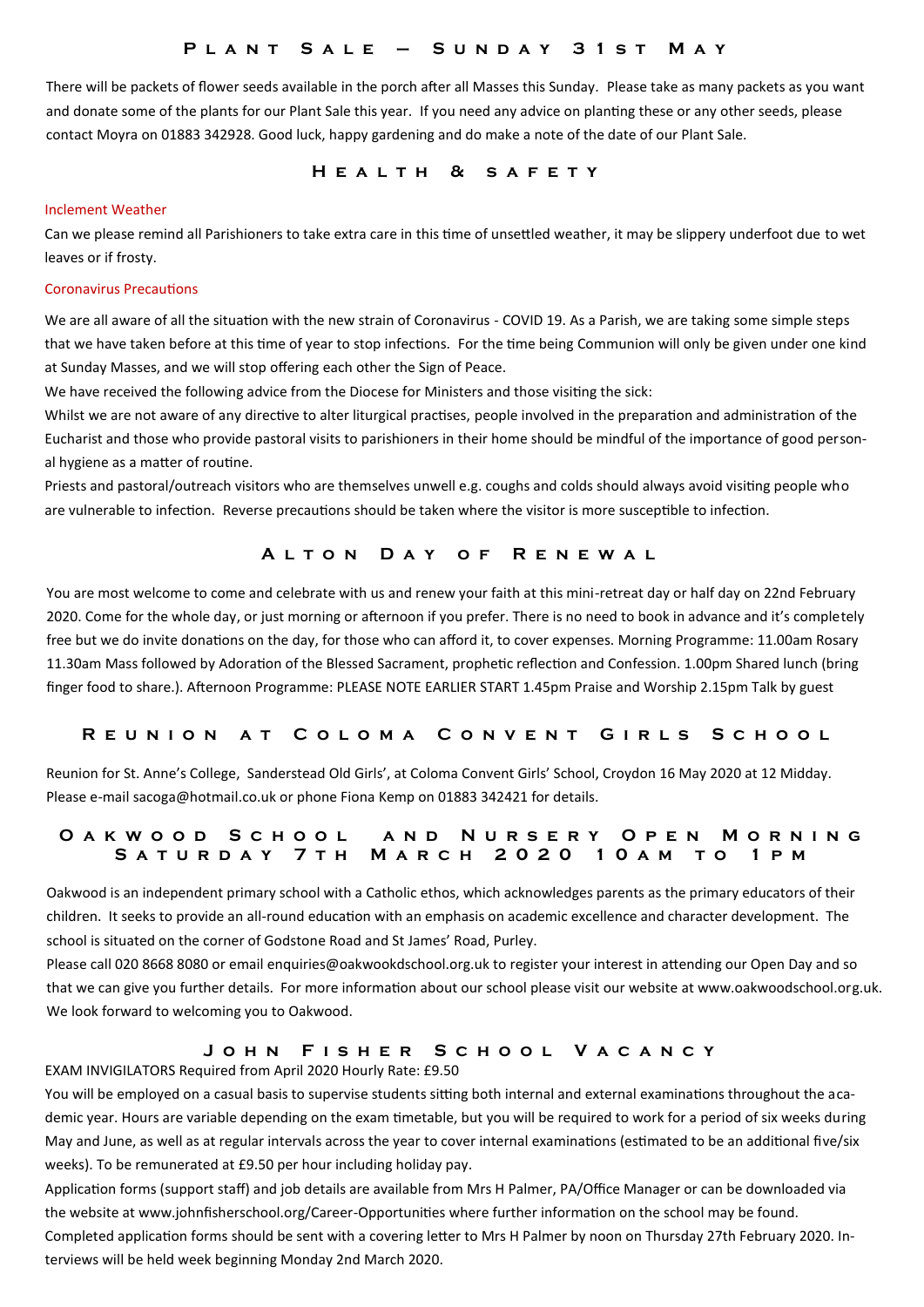## Plant Sale – Sunday 31st May

There will be packets of flower seeds available in the porch after all Masses this Sunday. Please take as many packets as you want and donate some of the plants for our Plant Sale this year. If you need any advice on planting these or any other seeds, please contact Moyra on 01883 342928. Good luck, happy gardening and do make a note of the date of our Plant Sale.

## Health & safety

### Inclement Weather

Can we please remind all Parishioners to take extra care in this time of unsettled weather, it may be slippery underfoot due to wet leaves or if frosty.

### Coronavirus Precautions

We are all aware of all the situation with the new strain of Coronavirus - COVID 19. As a Parish, we are taking some simple steps that we have taken before at this time of year to stop infections. For the time being Communion will only be given under one kind at Sunday Masses, and we will stop offering each other the Sign of Peace.

We have received the following advice from the Diocese for Ministers and those visiting the sick:

Whilst we are not aware of any directive to alter liturgical practises, people involved in the preparation and administration of the Eucharist and those who provide pastoral visits to parishioners in their home should be mindful of the importance of good personal hygiene as a matter of routine.

Priests and pastoral/outreach visitors who are themselves unwell e.g. coughs and colds should always avoid visiting people who are vulnerable to infection. Reverse precautions should be taken where the visitor is more susceptible to infection.

## Alton Day of Renewal

You are most welcome to come and celebrate with us and renew your faith at this mini-retreat day or half day on 22nd February 2020. Come for the whole day, or just morning or afternoon if you prefer. There is no need to book in advance and it's completely free but we do invite donations on the day, for those who can afford it, to cover expenses. Morning Programme: 11.00am Rosary 11.30am Mass followed by Adoration of the Blessed Sacrament, prophetic reflection and Confession. 1.00pm Shared lunch (bring finger food to share.). Afternoon Programme: PLEASE NOTE EARLIER START 1.45pm Praise and Worship 2.15pm Talk by guest

## Reunion at Coloma Convent Girls School

Reunion for St. Anne's College, Sanderstead Old Girls', at Coloma Convent Girls' School, Croydon 16 May 2020 at 12 Midday. Please e-mail sacoga@hotmail.co.uk or phone Fiona Kemp on 01883 342421 for details.

## Oakwood School and Nursery Open Morning Saturday 7th March 2020 10am to 1pm

Oakwood is an independent primary school with a Catholic ethos, which acknowledges parents as the primary educators of their children. It seeks to provide an all-round education with an emphasis on academic excellence and character development. The school is situated on the corner of Godstone Road and St James' Road, Purley.

Please call 020 8668 8080 or email enquiries@oakwookdschool.org.uk to register your interest in attending our Open Day and so that we can give you further details. For more information about our school please visit our website at www.oakwoodschool.org.uk. We look forward to welcoming you to Oakwood.

## John Fisher School Vacancy

EXAM INVIGILATORS Required from April 2020 Hourly Rate: £9.50

You will be employed on a casual basis to supervise students sitting both internal and external examinations throughout the academic year. Hours are variable depending on the exam timetable, but you will be required to work for a period of six weeks during May and June, as well as at regular intervals across the year to cover internal examinations (estimated to be an additional five/six weeks). To be remunerated at £9.50 per hour including holiday pay.

Application forms (support staff) and job details are available from Mrs H Palmer, PA/Office Manager or can be downloaded via the website at www.johnfisherschool.org/Career-Opportunities where further information on the school may be found. Completed application forms should be sent with a covering letter to Mrs H Palmer by noon on Thursday 27th February 2020. Interviews will be held week beginning Monday 2nd March 2020.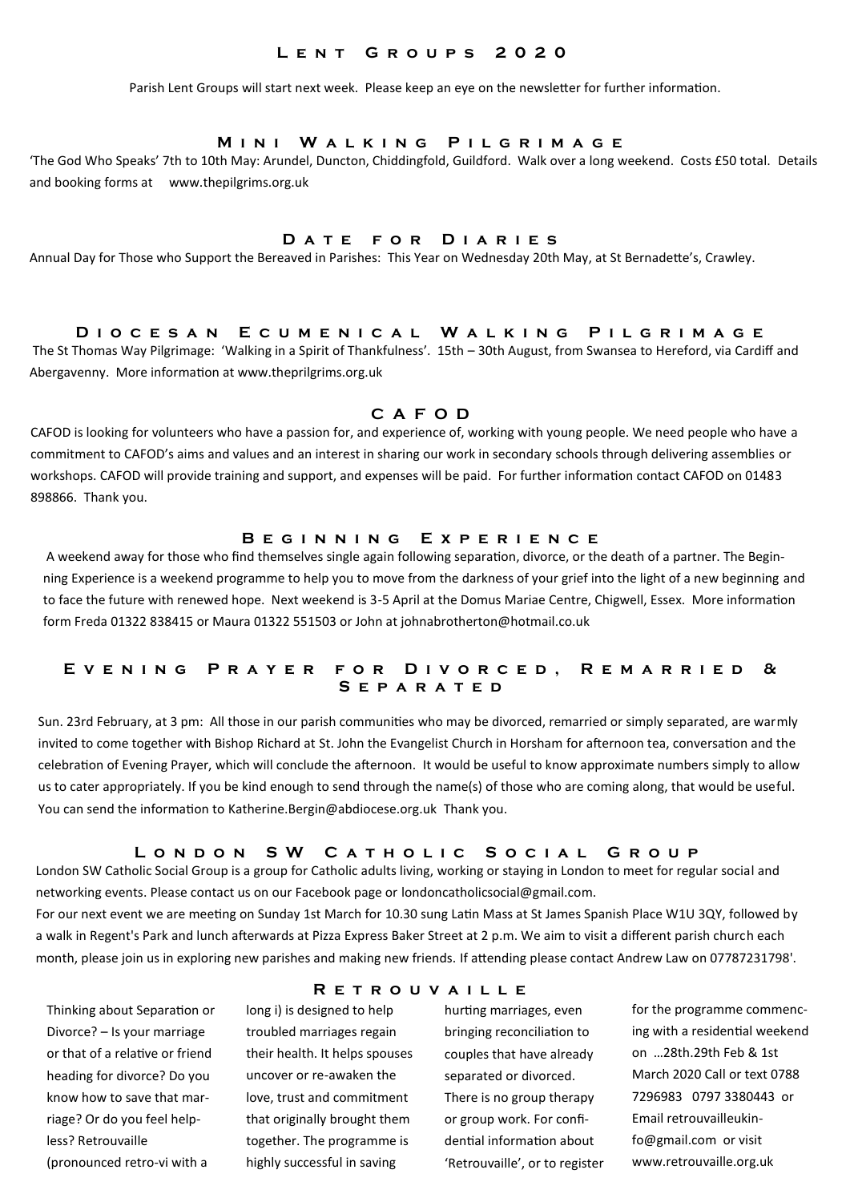## Lent Groups 2020

Parish Lent Groups will start next week. Please keep an eye on the newsletter for further information.

## Mini Walking Pilgrimage

'The God Who Speaks' 7th to 10th May: Arundel, Duncton, Chiddingfold, Guildford. Walk over a long weekend. Costs £50 total. Details and booking forms at www.thepilgrims.org.uk

## Date for Diaries

Annual Day for Those who Support the Bereaved in Parishes: This Year on Wednesday 20th May, at St Bernadette's, Crawley.

## Diocesan Ecumenical Walking Pilgrimage

The St Thomas Way Pilgrimage: 'Walking in a Spirit of Thankfulness'. 15th – 30th August, from Swansea to Hereford, via Cardiff and Abergavenny. More information at www.theprilgrims.org.uk

## CAFOD

CAFOD is looking for volunteers who have a passion for, and experience of, working with young people. We need people who have a commitment to CAFOD's aims and values and an interest in sharing our work in secondary schools through delivering assemblies or workshops. CAFOD will provide training and support, and expenses will be paid. For further information contact CAFOD on 01483 898866. Thank you.

## Beginning Experience

A weekend away for those who find themselves single again following separation, divorce, or the death of a partner. The Beginning Experience is a weekend programme to help you to move from the darkness of your grief into the light of a new beginning and to face the future with renewed hope. Next weekend is 3-5 April at the Domus Mariae Centre, Chigwell, Essex. More information form Freda 01322 838415 or Maura 01322 551503 or John at johnabrotherton@hotmail.co.uk

## Evening Prayer for Divorced, Remarried & Separated

Sun. 23rd February, at 3 pm: All those in our parish communities who may be divorced, remarried or simply separated, are warmly invited to come together with Bishop Richard at St. John the Evangelist Church in Horsham for afternoon tea, conversation and the celebration of Evening Prayer, which will conclude the afternoon. It would be useful to know approximate numbers simply to allow us to cater appropriately. If you be kind enough to send through the name(s) of those who are coming along, that would be useful. You can send the information to Katherine.Bergin@abdiocese.org.uk Thank you.

## London SW Catholic Social Group

London SW Catholic Social Group is a group for Catholic adults living, working or staying in London to meet for regular social and networking events. Please contact us on our Facebook page or londoncatholicsocial@gmail.com.
For our next event we are meeting on Sunday 1st March for 10.30 sung Latin Mass at St James Spanish Place W1U 3QY, followed by a walk in Regent's Park and lunch afterwards at Pizza Express Baker Street at 2 p.m. We aim to visit a different parish church each month, please join us in exploring new parishes and making new friends. If attending please contact Andrew Law on 07787231798'.

## Retrouvaille

Thinking about Separation or Divorce? – Is your marriage or that of a relative or friend heading for divorce? Do you know how to save that marriage? Or do you feel helpless? Retrouvaille (pronounced retro-vi with a long i) is designed to help troubled marriages regain their health. It helps spouses uncover or re-awaken the love, trust and commitment that originally brought them together. The programme is highly successful in saving hurting marriages, even bringing reconciliation to couples that have already separated or divorced. There is no group therapy or group work. For confidential information about 'Retrouvaille', or to register for the programme commencing with a residential weekend on …28th.29th Feb & 1st March 2020 Call or text 0788 7296983 0797 3380443 or Email retrouvailleukinfo@gmail.com or visit www.retrouvaille.org.uk